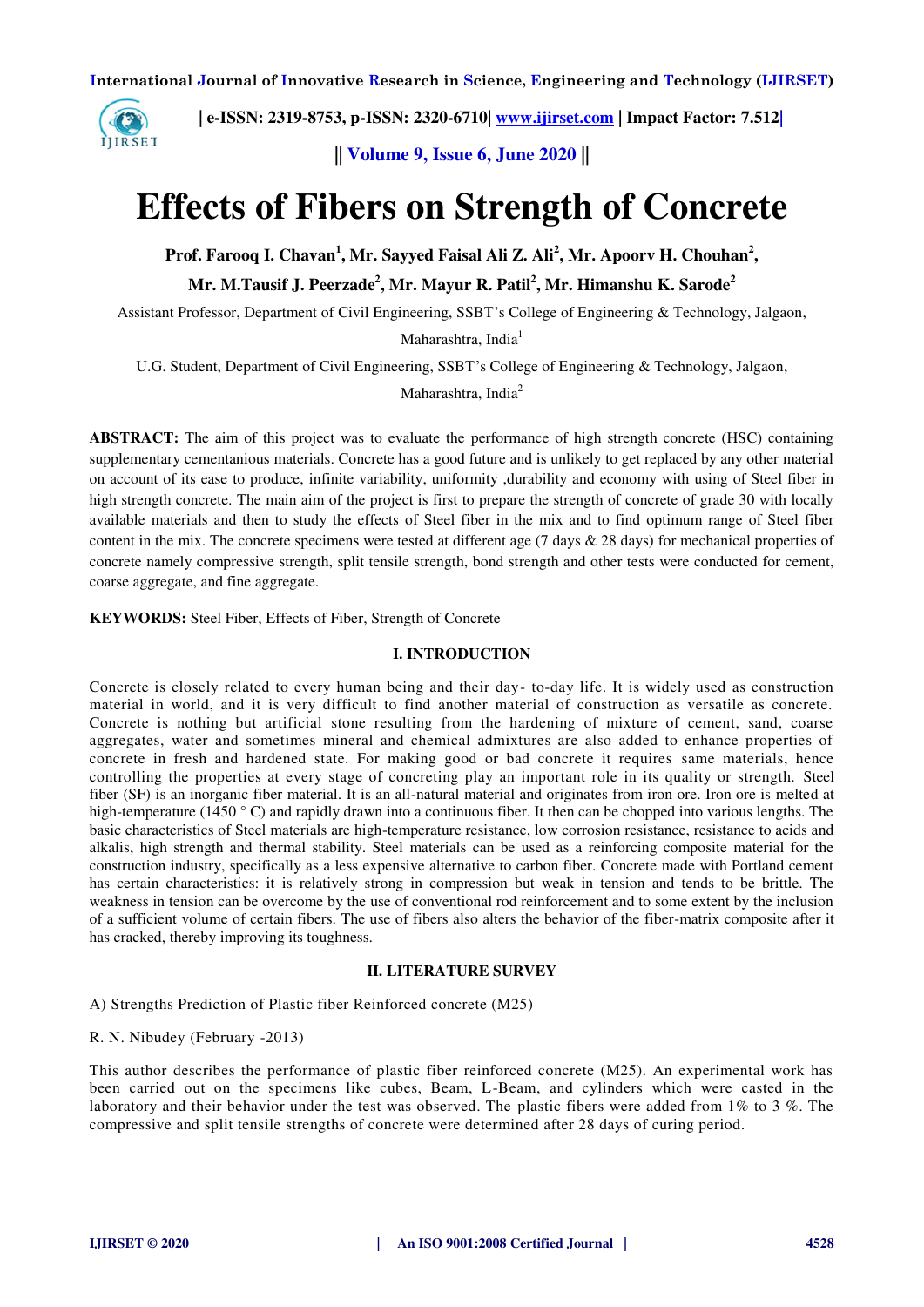# Effects of Fibers on Strength of Concrete

**Prof. Farooq I. Chavan[1], Mr. Sayyed Faisal Ali Z. Ali[2], Mr. Apoorv H. Chouhan[2], Mr. M.Tausif J. Peerzade[2], Mr. Mayur R. Patil[2], Mr. Himanshu K. Sarode[2]**

Assistant Professor, Department of Civil Engineering, SSBT's College of Engineering & Technology, Jalgaon, Maharashtra, India[1]

U.G. Student, Department of Civil Engineering, SSBT's College of Engineering & Technology, Jalgaon, Maharashtra, India[2]

**ABSTRACT:** The aim of this project was to evaluate the performance of high strength concrete (HSC) containing supplementary cementanious materials. Concrete has a good future and is unlikely to get replaced by any other material on account of its ease to produce, infinite variability, uniformity ,durability and economy with using of Steel fiber in high strength concrete. The main aim of the project is first to prepare the strength of concrete of grade 30 with locally available materials and then to study the effects of Steel fiber in the mix and to find optimum range of Steel fiber content in the mix. The concrete specimens were tested at different age (7 days & 28 days) for mechanical properties of concrete namely compressive strength, split tensile strength, bond strength and other tests were conducted for cement, coarse aggregate, and fine aggregate.

**KEYWORDS:** Steel Fiber, Effects of Fiber, Strength of Concrete

## I. INTRODUCTION

Concrete is closely related to every human being and their day- to-day life. It is widely used as construction material in world, and it is very difficult to find another material of construction as versatile as concrete. Concrete is nothing but artificial stone resulting from the hardening of mixture of cement, sand, coarse aggregates, water and sometimes mineral and chemical admixtures are also added to enhance properties of concrete in fresh and hardened state. For making good or bad concrete it requires same materials, hence controlling the properties at every stage of concreting play an important role in its quality or strength. Steel fiber (SF) is an inorganic fiber material. It is an all-natural material and originates from iron ore. Iron ore is melted at high-temperature (1450 ° C) and rapidly drawn into a continuous fiber. It then can be chopped into various lengths. The basic characteristics of Steel materials are high-temperature resistance, low corrosion resistance, resistance to acids and alkalis, high strength and thermal stability. Steel materials can be used as a reinforcing composite material for the construction industry, specifically as a less expensive alternative to carbon fiber. Concrete made with Portland cement has certain characteristics: it is relatively strong in compression but weak in tension and tends to be brittle. The weakness in tension can be overcome by the use of conventional rod reinforcement and to some extent by the inclusion of a sufficient volume of certain fibers. The use of fibers also alters the behavior of the fiber-matrix composite after it has cracked, thereby improving its toughness.

## II. LITERATURE SURVEY

A) Strengths Prediction of Plastic fiber Reinforced concrete (M25)

R. N. Nibudey (February -2013)

This author describes the performance of plastic fiber reinforced concrete (M25). An experimental work has been carried out on the specimens like cubes, Beam, L-Beam, and cylinders which were casted in the laboratory and their behavior under the test was observed. The plastic fibers were added from 1% to 3 %. The compressive and split tensile strengths of concrete were determined after 28 days of curing period.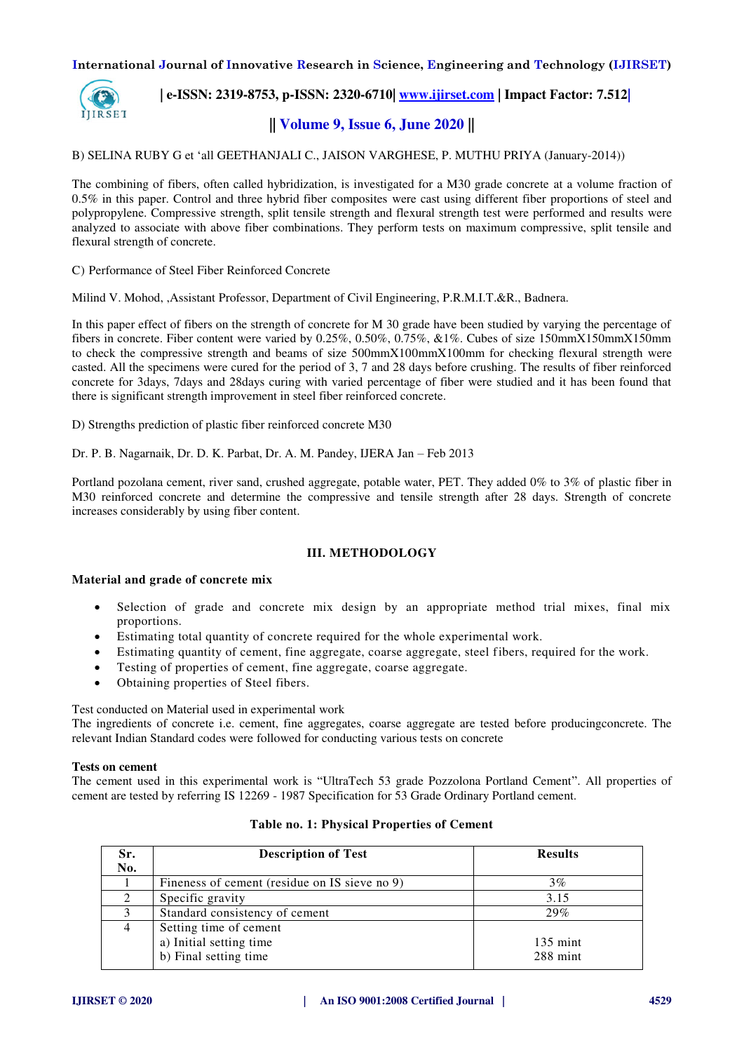B) SELINA RUBY G et 'all GEETHANJALI C., JAISON VARGHESE, P. MUTHU PRIYA (January-2014))

The combining of fibers, often called hybridization, is investigated for a M30 grade concrete at a volume fraction of 0.5% in this paper. Control and three hybrid fiber composites were cast using different fiber proportions of steel and polypropylene. Compressive strength, split tensile strength and flexural strength test were performed and results were analyzed to associate with above fiber combinations. They perform tests on maximum compressive, split tensile and flexural strength of concrete.

C) Performance of Steel Fiber Reinforced Concrete

Milind V. Mohod, ,Assistant Professor, Department of Civil Engineering, P.R.M.I.T.&R., Badnera.

In this paper effect of fibers on the strength of concrete for M 30 grade have been studied by varying the percentage of fibers in concrete. Fiber content were varied by 0.25%, 0.50%, 0.75%, &1%. Cubes of size 150mmX150mmX150mm to check the compressive strength and beams of size 500mmX100mmX100mm for checking flexural strength were casted. All the specimens were cured for the period of 3, 7 and 28 days before crushing. The results of fiber reinforced concrete for 3days, 7days and 28days curing with varied percentage of fiber were studied and it has been found that there is significant strength improvement in steel fiber reinforced concrete.

D) Strengths prediction of plastic fiber reinforced concrete M30

Dr. P. B. Nagarnaik, Dr. D. K. Parbat, Dr. A. M. Pandey, IJERA Jan – Feb 2013

Portland pozolana cement, river sand, crushed aggregate, potable water, PET. They added 0% to 3% of plastic fiber in M30 reinforced concrete and determine the compressive and tensile strength after 28 days. Strength of concrete increases considerably by using fiber content.

## III. METHODOLOGY

**Material and grade of concrete mix**

- Selection of grade and concrete mix design by an appropriate method trial mixes, final mix proportions.
- Estimating total quantity of concrete required for the whole experimental work.
- Estimating quantity of cement, fine aggregate, coarse aggregate, steel fibers, required for the work.
- Testing of properties of cement, fine aggregate, coarse aggregate.
- Obtaining properties of Steel fibers.

Test conducted on Material used in experimental work
The ingredients of concrete i.e. cement, fine aggregates, coarse aggregate are tested before producingconcrete. The relevant Indian Standard codes were followed for conducting various tests on concrete

**Tests on cement**
The cement used in this experimental work is "UltraTech 53 grade Pozzolona Portland Cement". All properties of cement are tested by referring IS 12269 - 1987 Specification for 53 Grade Ordinary Portland cement.

**Table no. 1: Physical Properties of Cement**

| Sr. No. | Description of Test | Results |
|---|---|---|
| 1 | Fineness of cement (residue on IS sieve no 9) | 3% |
| 2 | Specific gravity | 3.15 |
| 3 | Standard consistency of cement | 29% |
| 4 | Setting time of cement<br>a) Initial setting time<br>b) Final setting time | <br>135 mint<br>288 mint |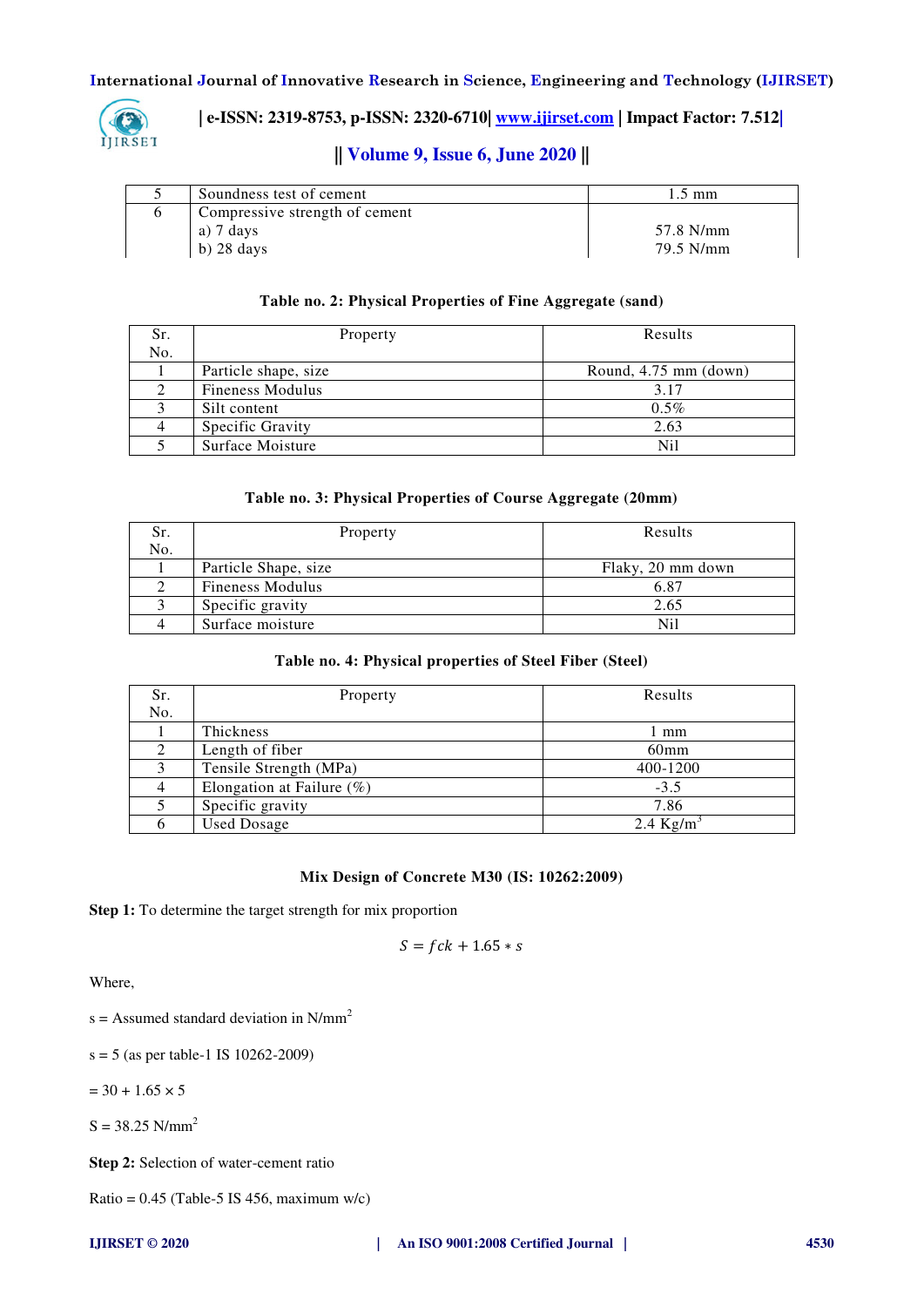| 5 | Soundness test of cement | 1.5 mm |
|---|---|---|
| 6 | Compressive strength of cement<br>a) 7 days<br>b) 28 days | <br>57.8 N/mm<br>79.5 N/mm |

**Table no. 2: Physical Properties of Fine Aggregate (sand)**

| Sr. No. | Property | Results |
|---|---|---|
| 1 | Particle shape, size | Round, 4.75 mm (down) |
| 2 | Fineness Modulus | 3.17 |
| 3 | Silt content | 0.5% |
| 4 | Specific Gravity | 2.63 |
| 5 | Surface Moisture | Nil |

**Table no. 3: Physical Properties of Course Aggregate (20mm)**

| Sr. No. | Property | Results |
|---|---|---|
| 1 | Particle Shape, size | Flaky, 20 mm down |
| 2 | Fineness Modulus | 6.87 |
| 3 | Specific gravity | 2.65 |
| 4 | Surface moisture | Nil |

**Table no. 4: Physical properties of Steel Fiber (Steel)**

| Sr. No. | Property | Results |
|---|---|---|
| 1 | Thickness | 1 mm |
| 2 | Length of fiber | 60mm |
| 3 | Tensile Strength (MPa) | 400-1200 |
| 4 | Elongation at Failure (%) | -3.5 |
| 5 | Specific gravity | 7.86 |
| 6 | Used Dosage | 2.4 Kg/m$^3$ |

**Mix Design of Concrete M30 (IS: 10262:2009)**

**Step 1:** To determine the target strength for mix proportion

$$S = fck + 1.65 * s$$

Where,

s = Assumed standard deviation in N/mm$^2$

s = 5 (as per table-1 IS 10262-2009)

= 30 + 1.65 × 5

S = 38.25 N/mm$^2$

**Step 2:** Selection of water-cement ratio

Ratio = 0.45 (Table-5 IS 456, maximum w/c)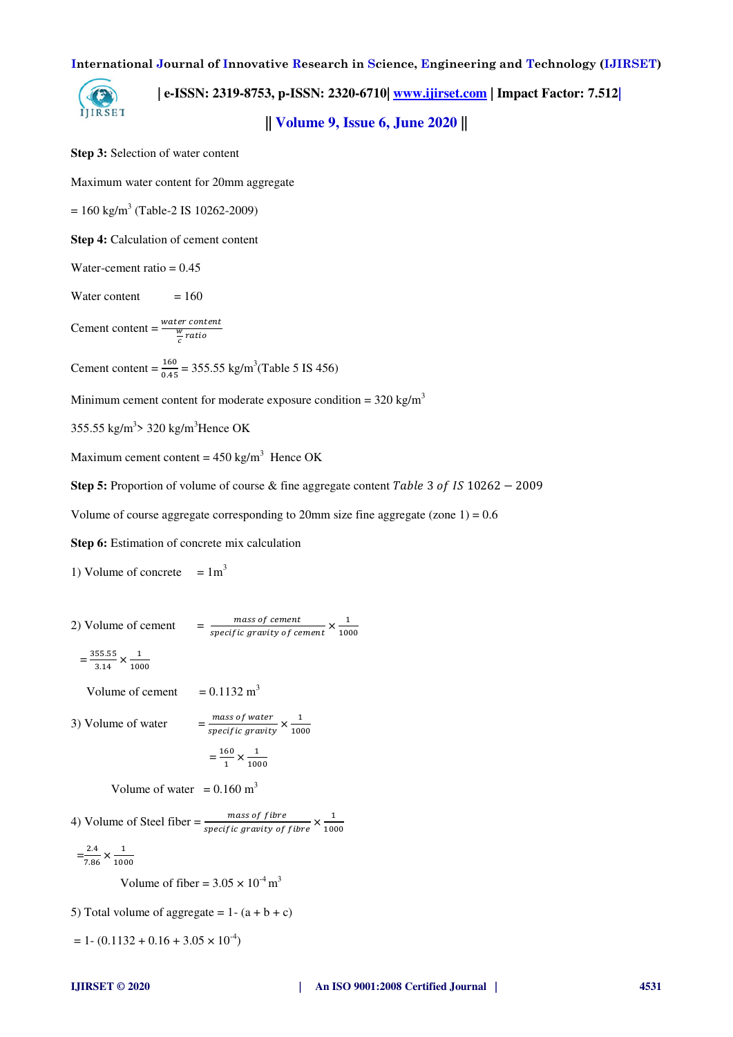**Step 3:** Selection of water content

Maximum water content for 20mm aggregate

= 160 kg/$m^3$ (Table-2 IS 10262-2009)

**Step 4:** Calculation of cement content

Water-cement ratio = 0.45

Water content = 160

Cement content = $\frac{water\ content}{\frac{w}{c}\,ratio}$

Cement content = $\frac{160}{0.45}$ = 355.55 kg/$m^3$(Table 5 IS 456)

Minimum cement content for moderate exposure condition = 320 kg/$m^3$

355.55 kg/$m^3$> 320 kg/$m^3$Hence OK

Maximum cement content = 450 kg/$m^3$ Hence OK

**Step 5:** Proportion of volume of course & fine aggregate content $Table\ 3\ of\ IS\ 10262 - 2009$

Volume of course aggregate corresponding to 20mm size fine aggregate (zone 1) = 0.6

**Step 6:** Estimation of concrete mix calculation

1) Volume of concrete = 1$m^3$

2) Volume of cement = $\frac{mass\ of\ cement}{specific\ gravity\ of\ cement} \times \frac{1}{1000}$

$= \frac{355.55}{3.14} \times \frac{1}{1000}$

Volume of cement = 0.1132 $m^3$

3) Volume of water = $\frac{mass\ of\ water}{specific\ gravity} \times \frac{1}{1000}$

$= \frac{160}{1} \times \frac{1}{1000}$

Volume of water = 0.160 $m^3$

4) Volume of Steel fiber = $\frac{mass\ of\ fibre}{specific\ gravity\ of\ fibre} \times \frac{1}{1000}$

$= \frac{2.4}{7.86} \times \frac{1}{1000}$

Volume of fiber = $3.05 \times 10^{-4}$ $m^3$

5) Total volume of aggregate = 1- (a + b + c)

= 1- (0.1132 + 0.16 + $3.05 \times 10^{-4}$)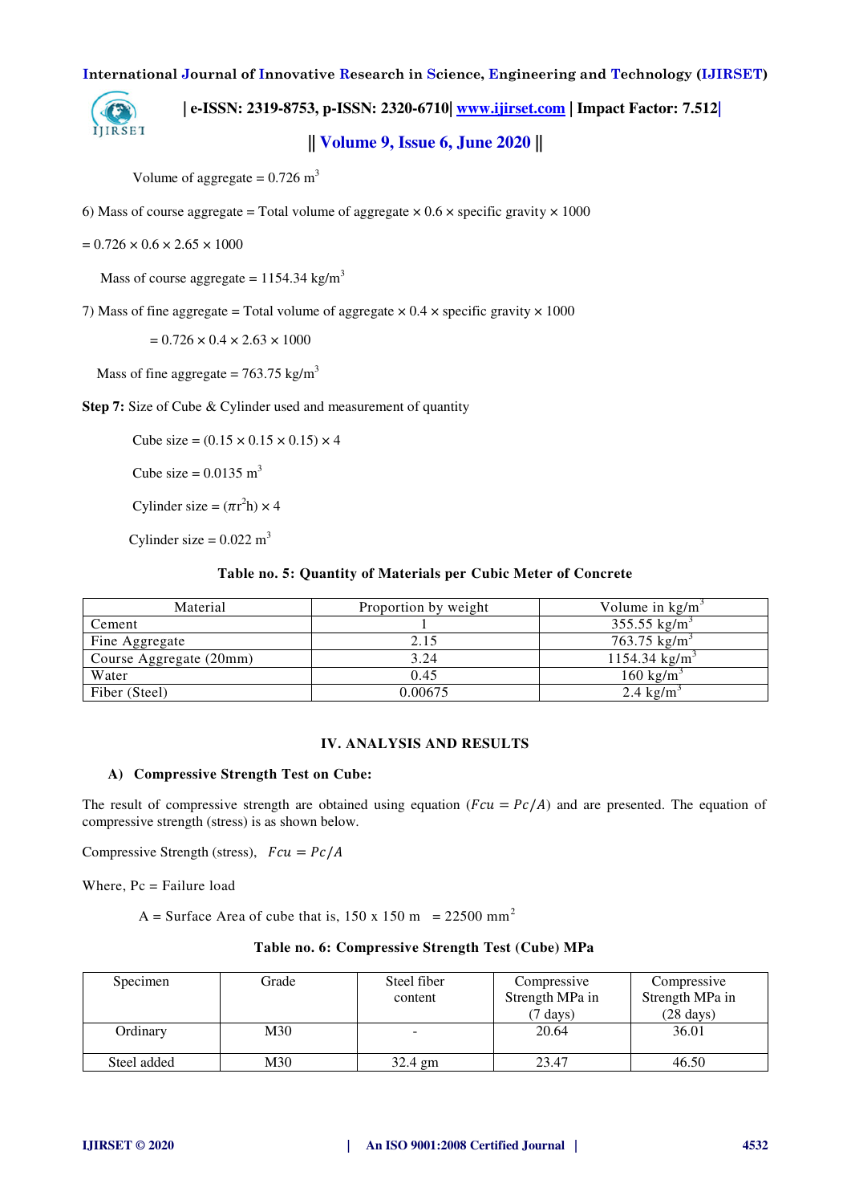Volume of aggregate = 0.726 $m^3$

6) Mass of course aggregate = Total volume of aggregate × 0.6 × specific gravity × 1000

= 0.726 × 0.6 × 2.65 × 1000

Mass of course aggregate = 1154.34 $kg/m^3$

7) Mass of fine aggregate = Total volume of aggregate × 0.4 × specific gravity × 1000

= 0.726 × 0.4 × 2.63 × 1000

Mass of fine aggregate = 763.75 $kg/m^3$

**Step 7:** Size of Cube & Cylinder used and measurement of quantity

Cube size = (0.15 × 0.15 × 0.15) × 4

Cube size = 0.0135 $m^3$

Cylinder size = $(\pi r^2 h) \times 4$

Cylinder size = 0.022 $m^3$

**Table no. 5: Quantity of Materials per Cubic Meter of Concrete**

| Material | Proportion by weight | Volume in $kg/m^3$ |
|---|---|---|
| Cement | 1 | 355.55 $kg/m^3$ |
| Fine Aggregate | 2.15 | 763.75 $kg/m^3$ |
| Course Aggregate (20mm) | 3.24 | 1154.34 $kg/m^3$ |
| Water | 0.45 | 160 $kg/m^3$ |
| Fiber (Steel) | 0.00675 | 2.4 $kg/m^3$ |

## IV. ANALYSIS AND RESULTS

### A) Compressive Strength Test on Cube:

The result of compressive strength are obtained using equation ($Fcu = Pc/A$) and are presented. The equation of compressive strength (stress) is as shown below.

Compressive Strength (stress), $Fcu = Pc/A$

Where, Pc = Failure load

A = Surface Area of cube that is, 150 x 150 m = 22500 $mm^2$

**Table no. 6: Compressive Strength Test (Cube) MPa**

| Specimen | Grade | Steel fiber content | Compressive Strength MPa in (7 days) | Compressive Strength MPa in (28 days) |
|---|---|---|---|---|
| Ordinary | M30 | - | 20.64 | 36.01 |
| Steel added | M30 | 32.4 gm | 23.47 | 46.50 |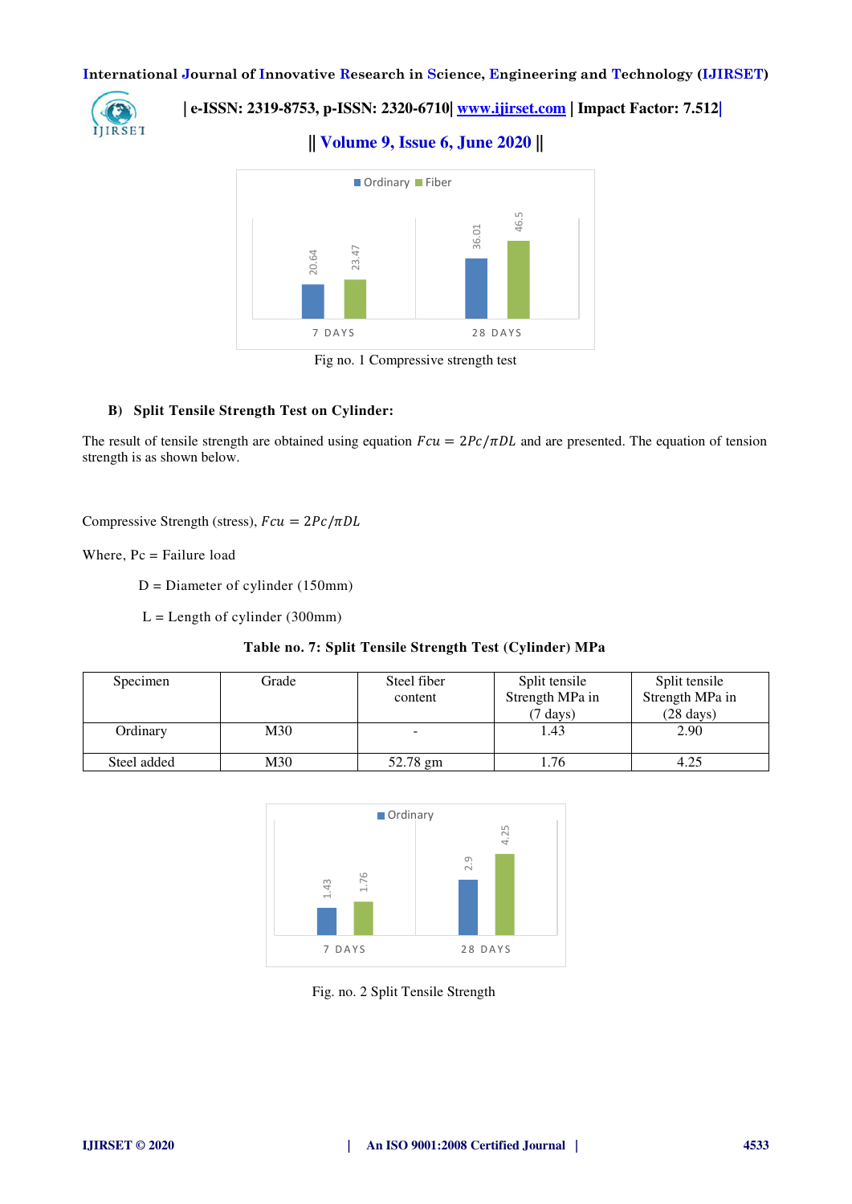Fig no. 1 Compressive strength test

### B) Split Tensile Strength Test on Cylinder:

The result of tensile strength are obtained using equation $Fcu = 2Pc/\pi DL$ and are presented. The equation of tension strength is as shown below.

Compressive Strength (stress), $Fcu = 2Pc/\pi DL$

Where, Pc = Failure load

D = Diameter of cylinder (150mm)

L = Length of cylinder (300mm)

**Table no. 7: Split Tensile Strength Test (Cylinder) MPa**

| Specimen | Grade | Steel fiber content | Split tensile Strength MPa in (7 days) | Split tensile Strength MPa in (28 days) |
|---|---|---|---|---|
| Ordinary | M30 | - | 1.43 | 2.90 |
| Steel added | M30 | 52.78 gm | 1.76 | 4.25 |

Fig. no. 2 Split Tensile Strength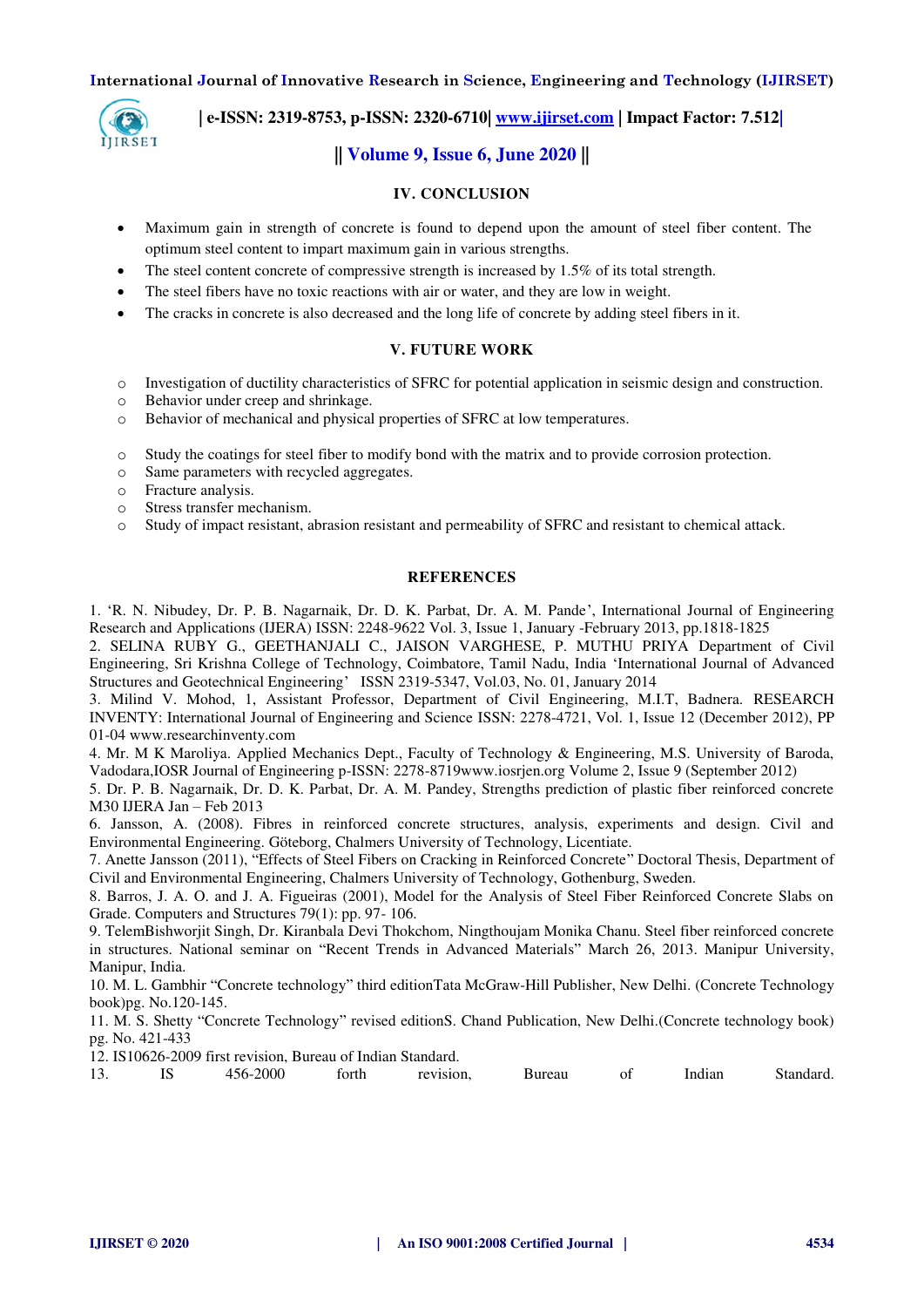## IV. CONCLUSION

- Maximum gain in strength of concrete is found to depend upon the amount of steel fiber content. The optimum steel content to impart maximum gain in various strengths.
- The steel content concrete of compressive strength is increased by 1.5% of its total strength.
- The steel fibers have no toxic reactions with air or water, and they are low in weight.
- The cracks in concrete is also decreased and the long life of concrete by adding steel fibers in it.

## V. FUTURE WORK

- Investigation of ductility characteristics of SFRC for potential application in seismic design and construction.
- Behavior under creep and shrinkage.
- Behavior of mechanical and physical properties of SFRC at low temperatures.

- Study the coatings for steel fiber to modify bond with the matrix and to provide corrosion protection.
- Same parameters with recycled aggregates.
- Fracture analysis.
- Stress transfer mechanism.
- Study of impact resistant, abrasion resistant and permeability of SFRC and resistant to chemical attack.

## REFERENCES

1. 'R. N. Nibudey, Dr. P. B. Nagarnaik, Dr. D. K. Parbat, Dr. A. M. Pande', International Journal of Engineering Research and Applications (IJERA) ISSN: 2248-9622 Vol. 3, Issue 1, January -February 2013, pp.1818-1825
2. SELINA RUBY G., GEETHANJALI C., JAISON VARGHESE, P. MUTHU PRIYA Department of Civil Engineering, Sri Krishna College of Technology, Coimbatore, Tamil Nadu, India 'International Journal of Advanced Structures and Geotechnical Engineering' ISSN 2319-5347, Vol.03, No. 01, January 2014
3. Milind V. Mohod, 1, Assistant Professor, Department of Civil Engineering, M.I.T, Badnera. RESEARCH INVENTY: International Journal of Engineering and Science ISSN: 2278-4721, Vol. 1, Issue 12 (December 2012), PP 01-04 www.researchinventy.com
4. Mr. M K Maroliya. Applied Mechanics Dept., Faculty of Technology & Engineering, M.S. University of Baroda, Vadodara,IOSR Journal of Engineering p-ISSN: 2278-8719www.iosrjen.org Volume 2, Issue 9 (September 2012)
5. Dr. P. B. Nagarnaik, Dr. D. K. Parbat, Dr. A. M. Pandey, Strengths prediction of plastic fiber reinforced concrete M30 IJERA Jan – Feb 2013
6. Jansson, A. (2008). Fibres in reinforced concrete structures, analysis, experiments and design. Civil and Environmental Engineering. Göteborg, Chalmers University of Technology, Licentiate.
7. Anette Jansson (2011), "Effects of Steel Fibers on Cracking in Reinforced Concrete" Doctoral Thesis, Department of Civil and Environmental Engineering, Chalmers University of Technology, Gothenburg, Sweden.
8. Barros, J. A. O. and J. A. Figueiras (2001), Model for the Analysis of Steel Fiber Reinforced Concrete Slabs on Grade. Computers and Structures 79(1): pp. 97- 106.
9. TelemBishworjit Singh, Dr. Kiranbala Devi Thokchom, Ningthoujam Monika Chanu. Steel fiber reinforced concrete in structures. National seminar on "Recent Trends in Advanced Materials" March 26, 2013. Manipur University, Manipur, India.
10. M. L. Gambhir "Concrete technology" third editionTata McGraw-Hill Publisher, New Delhi. (Concrete Technology book)pg. No.120-145.
11. M. S. Shetty "Concrete Technology" revised editionS. Chand Publication, New Delhi.(Concrete technology book) pg. No. 421-433
12. IS10626-2009 first revision, Bureau of Indian Standard.
13. IS 456-2000 forth revision, Bureau of Indian Standard.